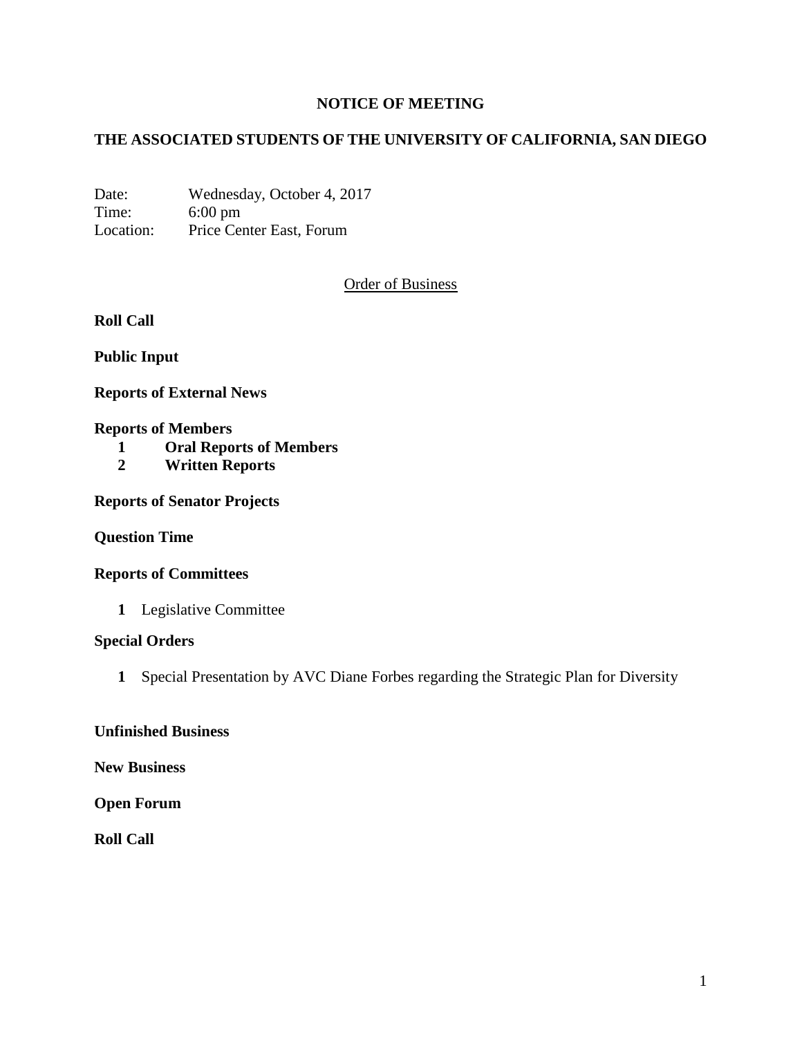# NOTICE OF MEETING

## THE ASSOCIATED STUDENTS OF THE UNIVERSITY OF CALIFORNIA, SAN DIEGO

Date: Wednesday, October 4, 2017
Time: 6:00 pm
Location: Price Center East, Forum

Order of Business

**Roll Call**

**Public Input**

**Reports of External News**

**Reports of Members**

1. **Oral Reports of Members**
2. **Written Reports**

**Reports of Senator Projects**

**Question Time**

**Reports of Committees**

1. Legislative Committee

**Special Orders**

1. Special Presentation by AVC Diane Forbes regarding the Strategic Plan for Diversity

**Unfinished Business**

**New Business**

**Open Forum**

**Roll Call**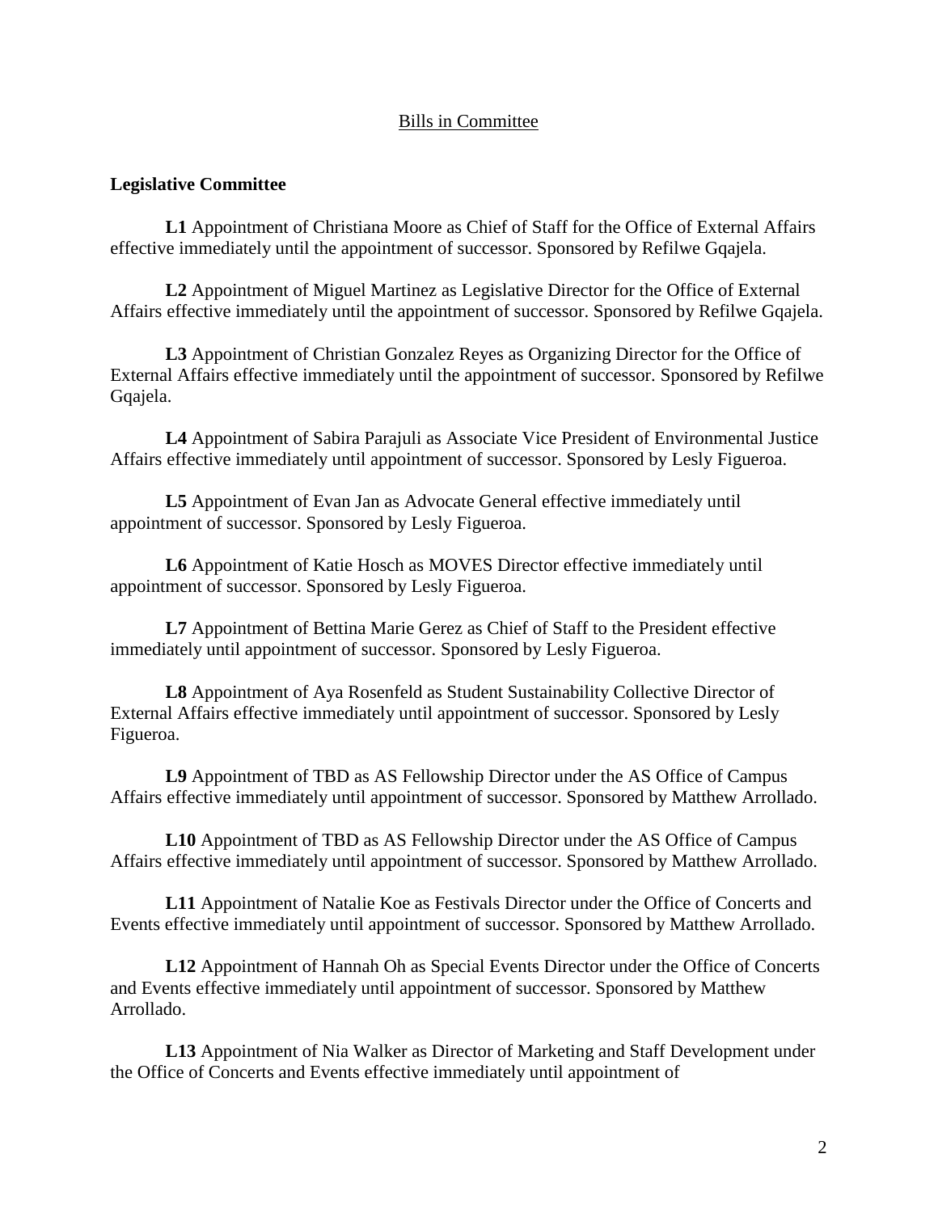<u>Bills in Committee</u>

**Legislative Committee**

**L1** Appointment of Christiana Moore as Chief of Staff for the Office of External Affairs effective immediately until the appointment of successor. Sponsored by Refilwe Gqajela.

**L2** Appointment of Miguel Martinez as Legislative Director for the Office of External Affairs effective immediately until the appointment of successor. Sponsored by Refilwe Gqajela.

**L3** Appointment of Christian Gonzalez Reyes as Organizing Director for the Office of External Affairs effective immediately until the appointment of successor. Sponsored by Refilwe Gqajela.

**L4** Appointment of Sabira Parajuli as Associate Vice President of Environmental Justice Affairs effective immediately until appointment of successor. Sponsored by Lesly Figueroa.

**L5** Appointment of Evan Jan as Advocate General effective immediately until appointment of successor. Sponsored by Lesly Figueroa.

**L6** Appointment of Katie Hosch as MOVES Director effective immediately until appointment of successor. Sponsored by Lesly Figueroa.

**L7** Appointment of Bettina Marie Gerez as Chief of Staff to the President effective immediately until appointment of successor. Sponsored by Lesly Figueroa.

**L8** Appointment of Aya Rosenfeld as Student Sustainability Collective Director of External Affairs effective immediately until appointment of successor. Sponsored by Lesly Figueroa.

**L9** Appointment of TBD as AS Fellowship Director under the AS Office of Campus Affairs effective immediately until appointment of successor. Sponsored by Matthew Arrollado.

**L10** Appointment of TBD as AS Fellowship Director under the AS Office of Campus Affairs effective immediately until appointment of successor. Sponsored by Matthew Arrollado.

**L11** Appointment of Natalie Koe as Festivals Director under the Office of Concerts and Events effective immediately until appointment of successor. Sponsored by Matthew Arrollado.

**L12** Appointment of Hannah Oh as Special Events Director under the Office of Concerts and Events effective immediately until appointment of successor. Sponsored by Matthew Arrollado.

**L13** Appointment of Nia Walker as Director of Marketing and Staff Development under the Office of Concerts and Events effective immediately until appointment of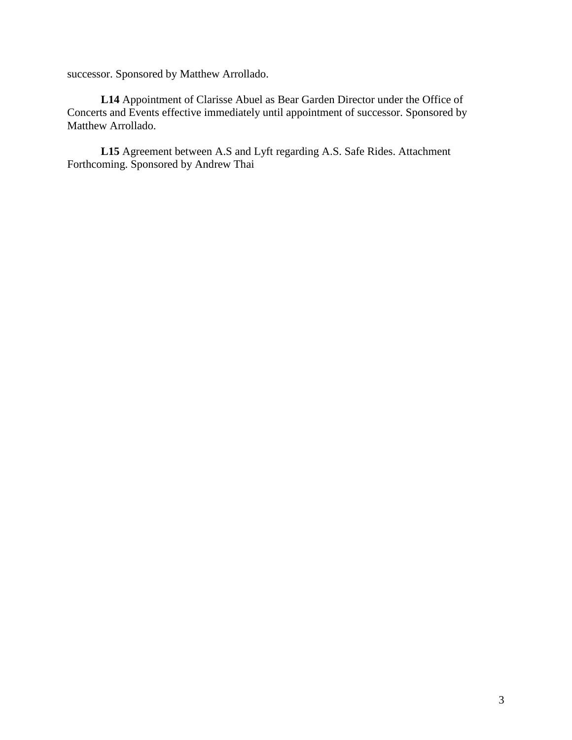successor. Sponsored by Matthew Arrollado.

**L14** Appointment of Clarisse Abuel as Bear Garden Director under the Office of Concerts and Events effective immediately until appointment of successor. Sponsored by Matthew Arrollado.

**L15** Agreement between A.S and Lyft regarding A.S. Safe Rides. Attachment Forthcoming. Sponsored by Andrew Thai